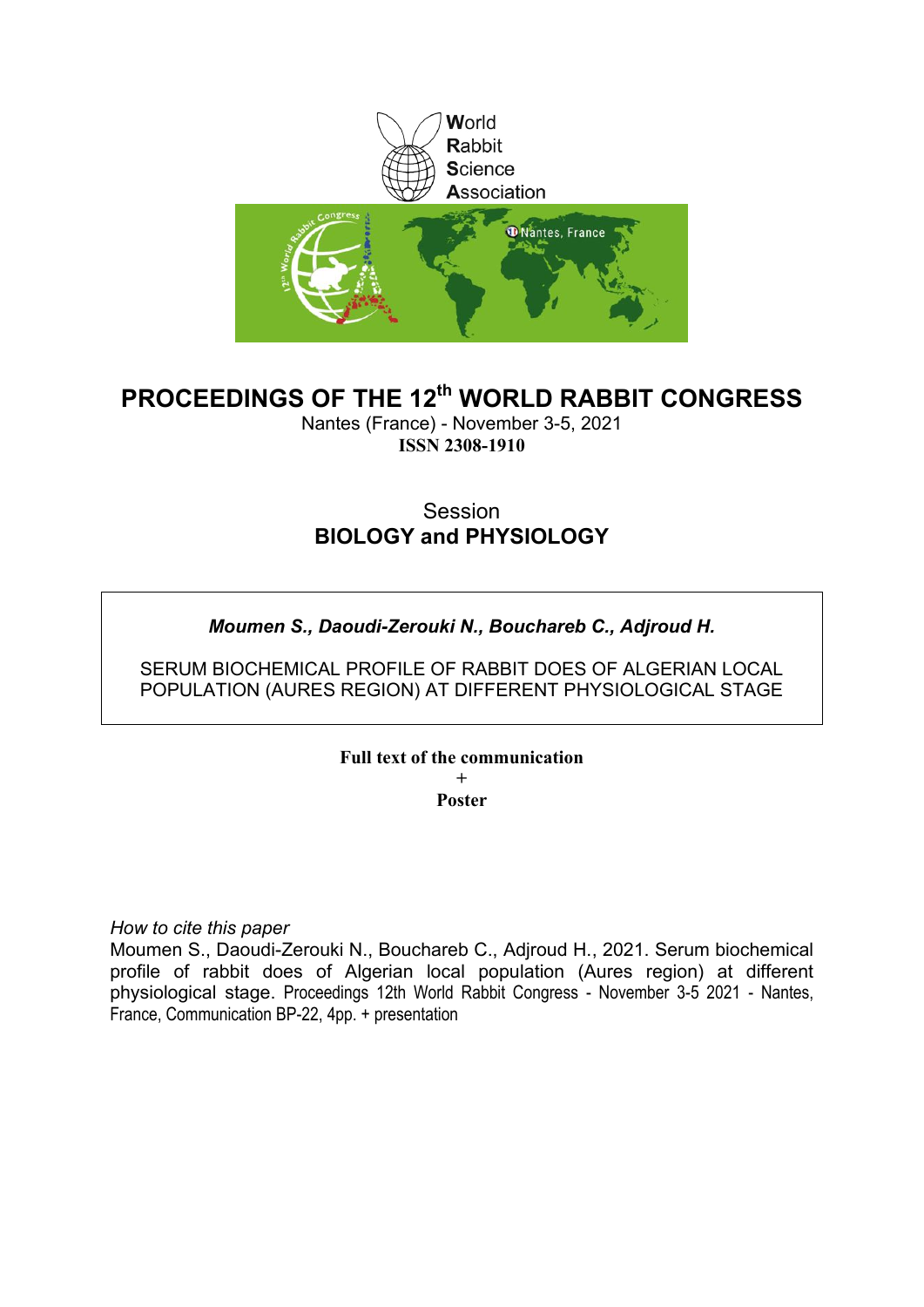World
Rabbit
Science
Association

# PROCEEDINGS OF THE 12th WORLD RABBIT CONGRESS

Nantes (France) - November 3-5, 2021

**ISSN 2308-1910**

## Session
## BIOLOGY and PHYSIOLOGY

***Moumen S., Daoudi-Zerouki N., Bouchareb C., Adjroud H.***

SERUM BIOCHEMICAL PROFILE OF RABBIT DOES OF ALGERIAN LOCAL POPULATION (AURES REGION) AT DIFFERENT PHYSIOLOGICAL STAGE

**Full text of the communication**
**+**
**Poster**

*How to cite this paper*

Moumen S., Daoudi-Zerouki N., Bouchareb C., Adjroud H., 2021. Serum biochemical profile of rabbit does of Algerian local population (Aures region) at different physiological stage. Proceedings 12th World Rabbit Congress - November 3-5 2021 - Nantes, France, Communication BP-22, 4pp. + presentation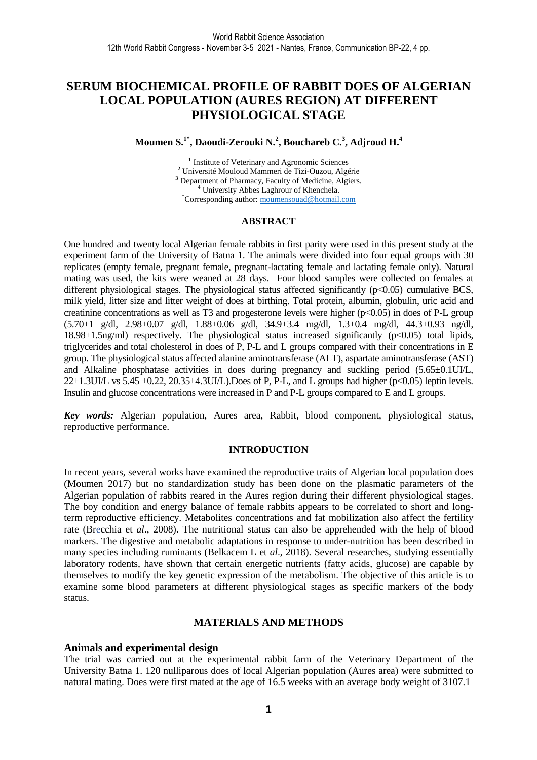# SERUM BIOCHEMICAL PROFILE OF RABBIT DOES OF ALGERIAN LOCAL POPULATION (AURES REGION) AT DIFFERENT PHYSIOLOGICAL STAGE

**Moumen S.[1*], Daoudi-Zerouki N.[2], Bouchareb C.[3], Adjroud H.[4]**

[1] Institute of Veterinary and Agronomic Sciences
[2] Université Mouloud Mammeri de Tizi-Ouzou, Algérie
[3] Department of Pharmacy, Faculty of Medicine, Algiers.
[4] University Abbes Laghrour of Khenchela.
[*]Corresponding author: moumensouad@hotmail.com

## ABSTRACT

One hundred and twenty local Algerian female rabbits in first parity were used in this present study at the experiment farm of the University of Batna 1. The animals were divided into four equal groups with 30 replicates (empty female, pregnant female, pregnant-lactating female and lactating female only). Natural mating was used, the kits were weaned at 28 days. Four blood samples were collected on females at different physiological stages. The physiological status affected significantly ($p<0.05$) cumulative BCS, milk yield, litter size and litter weight of does at birthing. Total protein, albumin, globulin, uric acid and creatinine concentrations as well as T3 and progesterone levels were higher ($p<0.05$) in does of P-L group (5.70±1 g/dl, 2.98±0.07 g/dl, 1.88±0.06 g/dl, 34.9±3.4 mg/dl, 1.3±0.4 mg/dl, 44.3±0.93 ng/dl, 18.98±1.5ng/ml) respectively. The physiological status increased significantly ($p<0.05$) total lipids, triglycerides and total cholesterol in does of P, P-L and L groups compared with their concentrations in E group. The physiological status affected alanine aminotransferase (ALT), aspartate aminotransferase (AST) and Alkaline phosphatase activities in does during pregnancy and suckling period (5.65±0.1UI/L, 22±1.3UI/L vs 5.45 ±0.22, 20.35±4.3UI/L).Does of P, P-L, and L groups had higher ($p<0.05$) leptin levels. Insulin and glucose concentrations were increased in P and P-L groups compared to E and L groups.

***Key words:*** Algerian population, Aures area, Rabbit, blood component, physiological status, reproductive performance.

## INTRODUCTION

In recent years, several works have examined the reproductive traits of Algerian local population does (Moumen 2017) but no standardization study has been done on the plasmatic parameters of the Algerian population of rabbits reared in the Aures region during their different physiological stages. The boy condition and energy balance of female rabbits appears to be correlated to short and long-term reproductive efficiency. Metabolites concentrations and fat mobilization also affect the fertility rate (Brecchia et *al*., 2008). The nutritional status can also be apprehended with the help of blood markers. The digestive and metabolic adaptations in response to under-nutrition has been described in many species including ruminants (Belkacem L et *al*., 2018). Several researches, studying essentially laboratory rodents, have shown that certain energetic nutrients (fatty acids, glucose) are capable by themselves to modify the key genetic expression of the metabolism. The objective of this article is to examine some blood parameters at different physiological stages as specific markers of the body status.

## MATERIALS AND METHODS

### Animals and experimental design

The trial was carried out at the experimental rabbit farm of the Veterinary Department of the University Batna 1. 120 nulliparous does of local Algerian population (Aures area) were submitted to natural mating. Does were first mated at the age of 16.5 weeks with an average body weight of 3107.1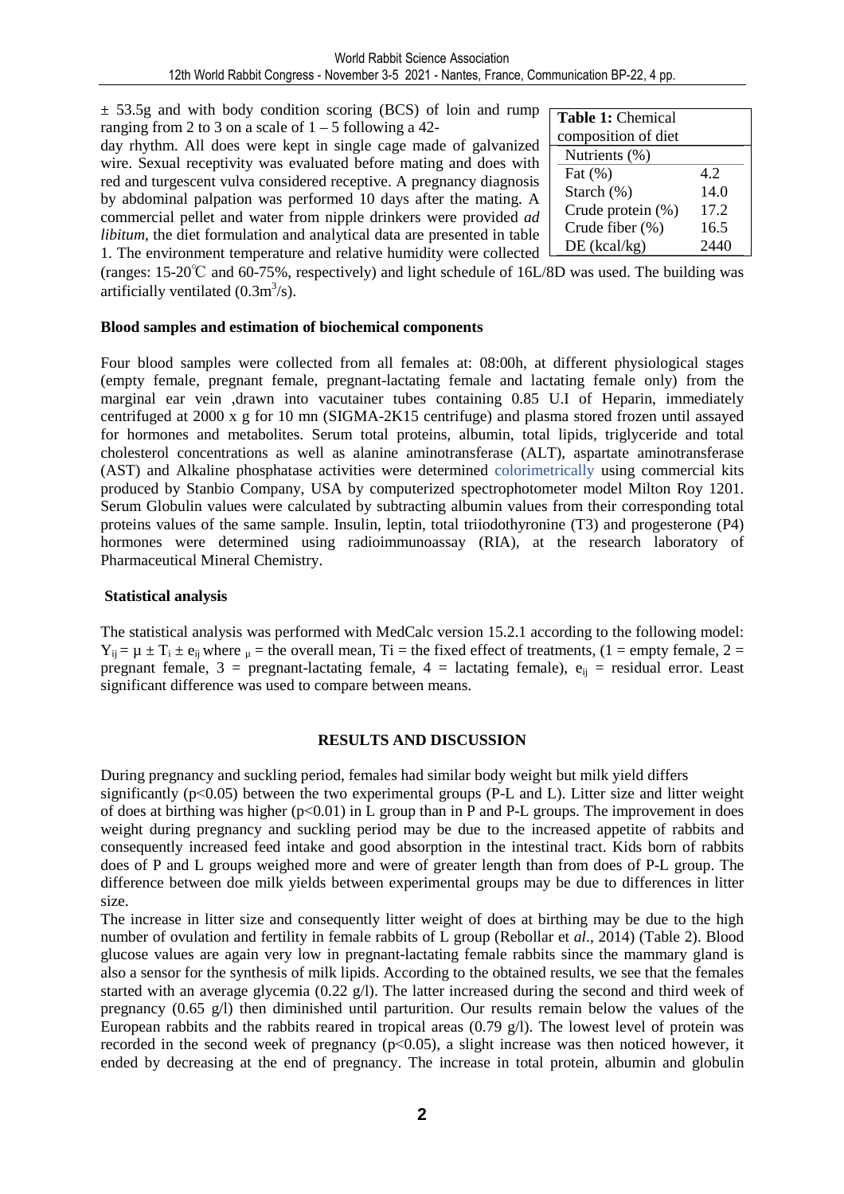± 53.5g and with body condition scoring (BCS) of loin and rump ranging from 2 to 3 on a scale of 1 – 5 following a 42-day rhythm. All does were kept in single cage made of galvanized wire. Sexual receptivity was evaluated before mating and does with red and turgescent vulva considered receptive. A pregnancy diagnosis by abdominal palpation was performed 10 days after the mating. A commercial pellet and water from nipple drinkers were provided *ad libitum*, the diet formulation and analytical data are presented in table 1. The environment temperature and relative humidity were collected (ranges: 15-20℃ and 60-75%, respectively) and light schedule of 16L/8D was used. The building was artificially ventilated ($0.3m^3/s$).

**Table 1:** Chemical composition of diet

| Nutrients (%) | |
|---|---|
| Fat (%) | 4.2 |
| Starch (%) | 14.0 |
| Crude protein (%) | 17.2 |
| Crude fiber (%) | 16.5 |
| DE (kcal/kg) | 2440 |

**Blood samples and estimation of biochemical components**

Four blood samples were collected from all females at: 08:00h, at different physiological stages (empty female, pregnant female, pregnant-lactating female and lactating female only) from the marginal ear vein ,drawn into vacutainer tubes containing 0.85 U.I of Heparin, immediately centrifuged at 2000 x g for 10 mn (SIGMA-2K15 centrifuge) and plasma stored frozen until assayed for hormones and metabolites. Serum total proteins, albumin, total lipids, triglyceride and total cholesterol concentrations as well as alanine aminotransferase (ALT), aspartate aminotransferase (AST) and Alkaline phosphatase activities were determined colorimetrically using commercial kits produced by Stanbio Company, USA by computerized spectrophotometer model Milton Roy 1201. Serum Globulin values were calculated by subtracting albumin values from their corresponding total proteins values of the same sample. Insulin, leptin, total triiodothyronine (T3) and progesterone (P4) hormones were determined using radioimmunoassay (RIA), at the research laboratory of Pharmaceutical Mineral Chemistry.

**Statistical analysis**

The statistical analysis was performed with MedCalc version 15.2.1 according to the following model: $Y_{ij} = \mu \pm T_i \pm e_{ij}$ where $\mu$ = the overall mean, Ti = the fixed effect of treatments, (1 = empty female, 2 = pregnant female, 3 = pregnant-lactating female, 4 = lactating female), $e_{ij}$ = residual error. Least significant difference was used to compare between means.

**RESULTS AND DISCUSSION**

During pregnancy and suckling period, females had similar body weight but milk yield differs significantly ($p<0.05$) between the two experimental groups (P-L and L). Litter size and litter weight of does at birthing was higher ($p<0.01$) in L group than in P and P-L groups. The improvement in does weight during pregnancy and suckling period may be due to the increased appetite of rabbits and consequently increased feed intake and good absorption in the intestinal tract. Kids born of rabbits does of P and L groups weighed more and were of greater length than from does of P-L group. The difference between doe milk yields between experimental groups may be due to differences in litter size.

The increase in litter size and consequently litter weight of does at birthing may be due to the high number of ovulation and fertility in female rabbits of L group (Rebollar et *al*., 2014) (Table 2). Blood glucose values are again very low in pregnant-lactating female rabbits since the mammary gland is also a sensor for the synthesis of milk lipids. According to the obtained results, we see that the females started with an average glycemia (0.22 g/l). The latter increased during the second and third week of pregnancy (0.65 g/l) then diminished until parturition. Our results remain below the values of the European rabbits and the rabbits reared in tropical areas (0.79 g/l). The lowest level of protein was recorded in the second week of pregnancy ($p<0.05$), a slight increase was then noticed however, it ended by decreasing at the end of pregnancy. The increase in total protein, albumin and globulin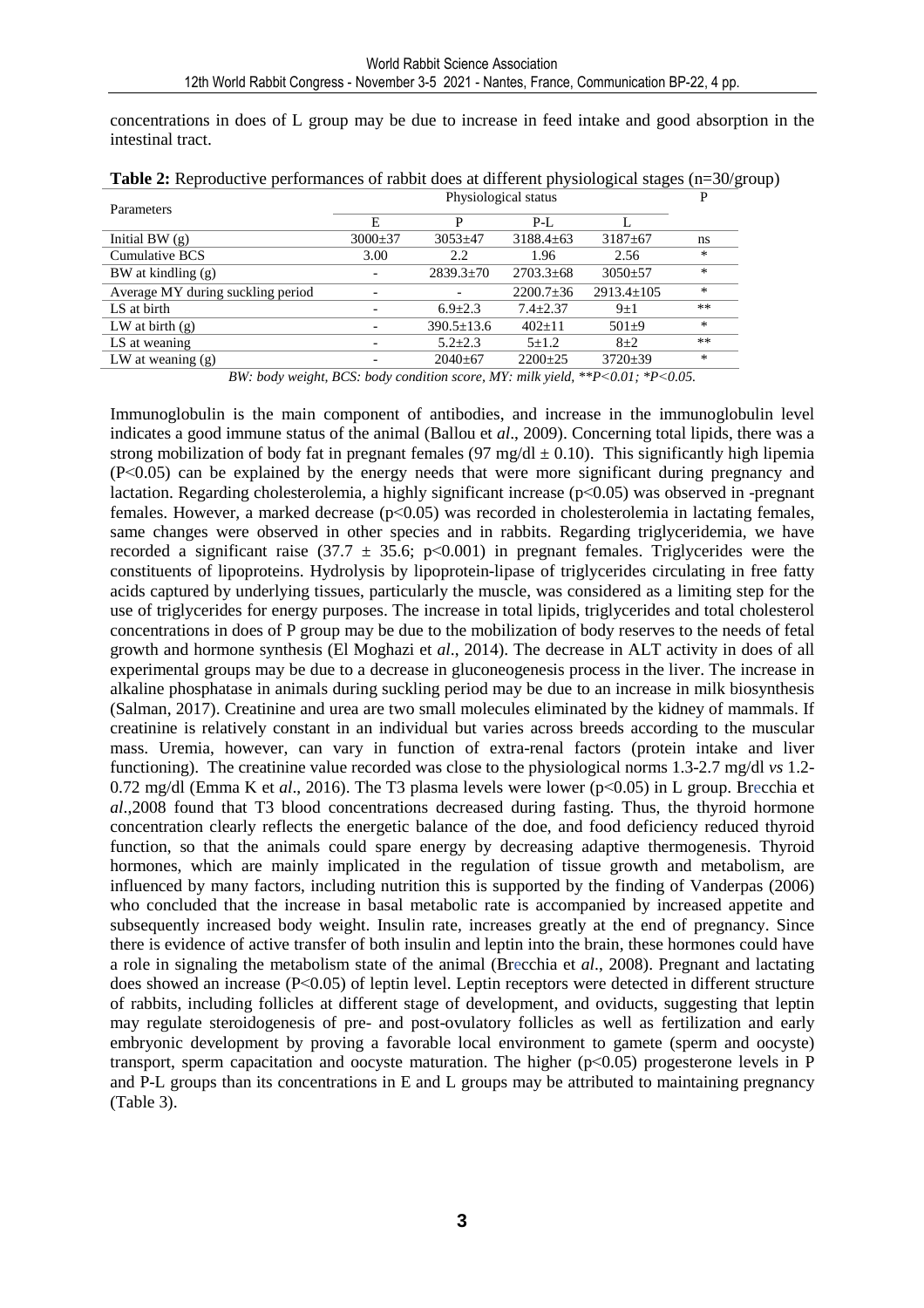concentrations in does of L group may be due to increase in feed intake and good absorption in the intestinal tract.

**Table 2:** Reproductive performances of rabbit does at different physiological stages (n=30/group)

| Parameters | Physiological status | | | | P |
|---|---|---|---|---|---|
| | E | P | P-L | L | |
| Initial BW (g) | 3000±37 | 3053±47 | 3188.4±63 | 3187±67 | ns |
| Cumulative BCS | 3.00 | 2.2 | 1.96 | 2.56 | * |
| BW at kindling (g) | - | 2839.3±70 | 2703.3±68 | 3050±57 | * |
| Average MY during suckling period | - | - | 2200.7±36 | 2913.4±105 | * |
| LS at birth | - | 6.9±2.3 | 7.4±2.37 | 9±1 | ** |
| LW at birth (g) | - | 390.5±13.6 | 402±11 | 501±9 | * |
| LS at weaning | - | 5.2±2.3 | 5±1.2 | 8±2 | ** |
| LW at weaning (g) | - | 2040±67 | 2200±25 | 3720±39 | * |

*BW: body weight, BCS: body condition score, MY: milk yield, \*\*P<0.01; \*P<0.05.*

Immunoglobulin is the main component of antibodies, and increase in the immunoglobulin level indicates a good immune status of the animal (Ballou et *al*., 2009). Concerning total lipids, there was a strong mobilization of body fat in pregnant females (97 mg/dl ± 0.10). This significantly high lipemia ($P<0.05$) can be explained by the energy needs that were more significant during pregnancy and lactation. Regarding cholesterolemia, a highly significant increase ($p<0.05$) was observed in -pregnant females. However, a marked decrease ($p<0.05$) was recorded in cholesterolemia in lactating females, same changes were observed in other species and in rabbits. Regarding triglyceridemia, we have recorded a significant raise (37.7 ± 35.6; $p<0.001$) in pregnant females. Triglycerides were the constituents of lipoproteins. Hydrolysis by lipoprotein-lipase of triglycerides circulating in free fatty acids captured by underlying tissues, particularly the muscle, was considered as a limiting step for the use of triglycerides for energy purposes. The increase in total lipids, triglycerides and total cholesterol concentrations in does of P group may be due to the mobilization of body reserves to the needs of fetal growth and hormone synthesis (El Moghazi et *al*., 2014). The decrease in ALT activity in does of all experimental groups may be due to a decrease in gluconeogenesis process in the liver. The increase in alkaline phosphatase in animals during suckling period may be due to an increase in milk biosynthesis (Salman, 2017). Creatinine and urea are two small molecules eliminated by the kidney of mammals. If creatinine is relatively constant in an individual but varies across breeds according to the muscular mass. Uremia, however, can vary in function of extra-renal factors (protein intake and liver functioning). The creatinine value recorded was close to the physiological norms 1.3-2.7 mg/dl *vs* 1.2-0.72 mg/dl (Emma K et *al*., 2016). The T3 plasma levels were lower ($p<0.05$) in L group. Brecchia et *al*.,2008 found that T3 blood concentrations decreased during fasting. Thus, the thyroid hormone concentration clearly reflects the energetic balance of the doe, and food deficiency reduced thyroid function, so that the animals could spare energy by decreasing adaptive thermogenesis. Thyroid hormones, which are mainly implicated in the regulation of tissue growth and metabolism, are influenced by many factors, including nutrition this is supported by the finding of Vanderpas (2006) who concluded that the increase in basal metabolic rate is accompanied by increased appetite and subsequently increased body weight. Insulin rate, increases greatly at the end of pregnancy. Since there is evidence of active transfer of both insulin and leptin into the brain, these hormones could have a role in signaling the metabolism state of the animal (Brecchia et *al*., 2008). Pregnant and lactating does showed an increase ($P<0.05$) of leptin level. Leptin receptors were detected in different structure of rabbits, including follicles at different stage of development, and oviducts, suggesting that leptin may regulate steroidogenesis of pre- and post-ovulatory follicles as well as fertilization and early embryonic development by proving a favorable local environment to gamete (sperm and oocyste) transport, sperm capacitation and oocyste maturation. The higher ($p<0.05$) progesterone levels in P and P-L groups than its concentrations in E and L groups may be attributed to maintaining pregnancy (Table 3).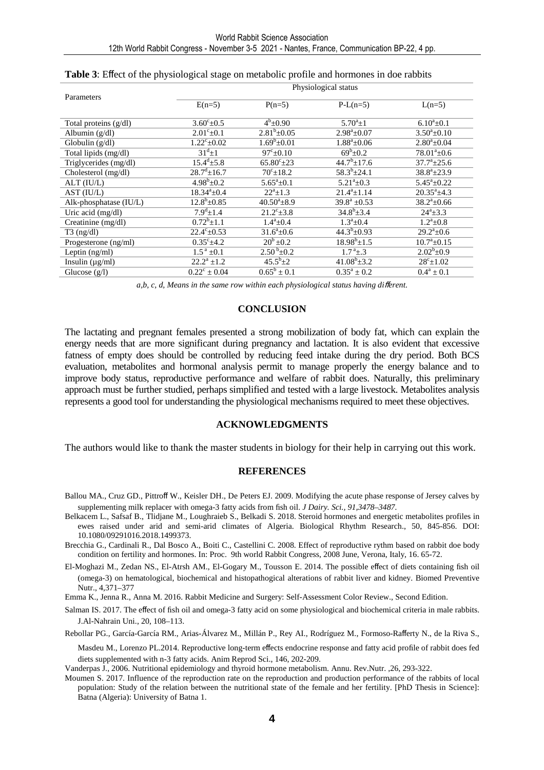**Table 3**: Effect of the physiological stage on metabolic profile and hormones in doe rabbits

| Parameters | Physiological status | | | |
|---|---|---|---|---|
| | E(n=5) | P(n=5) | P-L(n=5) | L(n=5) |
| Total proteins (g/dl) | $3.60^c$±0.5 | $4^b$±0.90 | $5.70^a$±1 | $6.10^a$±0.1 |
| Albumin (g/dl) | $2.01^c$±0.1 | $2.81^b$±0.05 | $2.98^a$±0.07 | $3.50^a$±0.10 |
| Globulin (g/dl) | $1.22^c$±0.02 | $1.69^b$±0.01 | $1.88^a$±0.06 | $2.80^a$±0.04 |
| Total lipids (mg/dl) | $31^d$±1 | $97^c$±0.10 | $69^b$±0.2 | $78.01^a$±0.6 |
| Triglycerides (mg/dl) | $15.4^d$±5.8 | $65.80^c$±23 | $44.7^b$±17.6 | $37.7^a$±25.6 |
| Cholesterol (mg/dl) | $28.7^d$±16.7 | $70^c$±18.2 | $58.3^b$±24.1 | $38.8^a$±23.9 |
| ALT (IU/L) | $4.98^b$±0.2 | $5.65^a$±0.1 | $5.21^a$±0.3 | $5.45^a$±0.22 |
| AST (IU/L) | $18.34^a$±0.4 | $22^a$±1.3 | $21.4^a$±1.14 | $20.35^a$±4.3 |
| Alk-phosphatase (IU/L) | $12.8^b$±0.85 | $40.50^a$±8.9 | $39.8^a$ ±0.53 | $38.2^a$±0.66 |
| Uric acid (mg/dl) | $7.9^d$±1.4 | $21.2^c$±3.8 | $34.8^b$±3.4 | $24^a$±3.3 |
| Creatinine (mg/dl) | $0.72^b$±1.1 | $1.4^a$±0.4 | $1.3^a$±0.4 | $1.2^a$±0.8 |
| T3 (ng/dl) | $22.4^c$±0.53 | $31.6^a$±0.6 | $44.3^b$±0.93 | $29.2^a$±0.6 |
| Progesterone (ng/ml) | $0.35^c$±4.2 | $20^b$ ±0.2 | $18.98^b$±1.5 | $10.7^a$±0.15 |
| Leptin (ng/ml) | $1.5^a$ ±0.1 | $2.50^b$±0.2 | $1.7^a$±.3 | $2.02^b$±0.9 |
| Insulin (µg/ml) | $22.2^a$ ±1.2 | $45.5^b$±2 | $41.08^b$±3.2 | $28^c$±1.02 |
| Glucose (g/l) | $0.22^c$ ± 0.04 | $0.65^b$ ± 0.1 | $0.35^a$ ± 0.2 | $0.4^a$ ± 0.1 |

*a,b, c, d, Means in the same row within each physiological status having different.*

## CONCLUSION

The lactating and pregnant females presented a strong mobilization of body fat, which can explain the energy needs that are more significant during pregnancy and lactation. It is also evident that excessive fatness of empty does should be controlled by reducing feed intake during the dry period. Both BCS evaluation, metabolites and hormonal analysis permit to manage properly the energy balance and to improve body status, reproductive performance and welfare of rabbit does. Naturally, this preliminary approach must be further studied, perhaps simplified and tested with a large livestock. Metabolites analysis represents a good tool for understanding the physiological mechanisms required to meet these objectives.

## ACKNOWLEDGMENTS

The authors would like to thank the master students in biology for their help in carrying out this work.

## REFERENCES

Ballou MA., Cruz GD., Pittroff W., Keisler DH., De Peters EJ. 2009. Modifying the acute phase response of Jersey calves by supplementing milk replacer with omega-3 fatty acids from fish oil. *J Dairy. Sci., 91,3478–3487.*

Belkacem L., Safsaf B., Tlidjane M., Loughraieb S., Belkadi S. 2018. Steroid hormones and energetic metabolites profiles in ewes raised under arid and semi-arid climates of Algeria. Biological Rhythm Research., 50, 845-856. DOI: 10.1080/09291016.2018.1499373.

Brecchia G., Cardinali R., Dal Bosco A., Boiti C., Castellini C. 2008. Effect of reproductive rythm based on rabbit doe body condition on fertility and hormones. In: Proc. 9th world Rabbit Congress, 2008 June, Verona, Italy, 16. 65-72.

El-Moghazi M., Zedan NS., El-Atrsh AM., El-Gogary M., Tousson E. 2014. The possible effect of diets containing fish oil (omega-3) on hematological, biochemical and histopathogical alterations of rabbit liver and kidney. Biomed Preventive Nutr., 4,371–377

Emma K., Jenna R., Anna M. 2016. Rabbit Medicine and Surgery: Self-Assessment Color Review., Second Edition.

Salman IS. 2017. The effect of fish oil and omega-3 fatty acid on some physiological and biochemical criteria in male rabbits. J.Al-Nahrain Uni., 20, 108–113.

Rebollar PG., García-García RM., Arias-Álvarez M., Millán P., Rey AI., Rodríguez M., Formoso-Rafferty N., de la Riva S., Masdeu M., Lorenzo PL.2014. Reproductive long-term effects endocrine response and fatty acid profile of rabbit does fed diets supplemented with n-3 fatty acids. Anim Reprod Sci., 146, 202-209.

Vanderpas J., 2006. Nutritional epidemiology and thyroid hormone metabolism. Annu. Rev.Nutr. ,26, 293-322.

Moumen S. 2017. Influence of the reproduction rate on the reproduction and production performance of the rabbits of local population: Study of the relation between the nutritional state of the female and her fertility. [PhD Thesis in Science]: Batna (Algeria): University of Batna 1.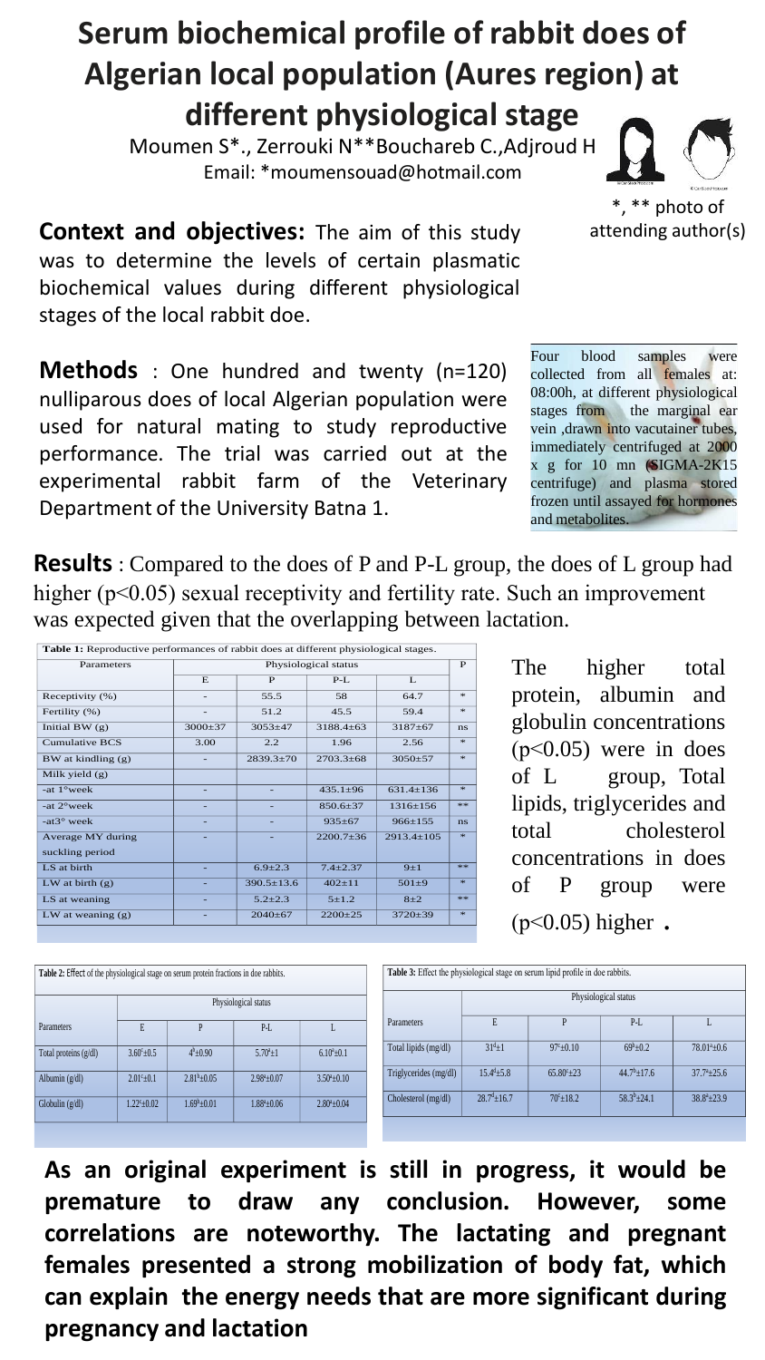# Serum biochemical profile of rabbit does of Algerian local population (Aures region) at different physiological stage

Moumen S*., Zerrouki N**Bouchareb C.,Adjroud H

Email: *moumensouad@hotmail.com

*, ** photo of attending author(s)

**Context and objectives:** The aim of this study was to determine the levels of certain plasmatic biochemical values during different physiological stages of the local rabbit doe.

**Methods** : One hundred and twenty (n=120) nulliparous does of local Algerian population were used for natural mating to study reproductive performance. The trial was carried out at the experimental rabbit farm of the Veterinary Department of the University Batna 1.

Four blood samples were collected from all females at: 08:00h, at different physiological stages from the marginal ear vein ,drawn into vacutainer tubes, immediately centrifuged at 2000 x g for 10 mn (SIGMA-2K15 centrifuge) and plasma stored frozen until assayed for hormones and metabolites.

**Results** : Compared to the does of P and P-L group, the does of L group had higher ($p<0.05$) sexual receptivity and fertility rate. Such an improvement was expected given that the overlapping between lactation.

**Table 1:** Reproductive performances of rabbit does at different physiological stages.

| Parameters | Physiological status | | | | P |
|---|---|---|---|---|---|
| | E | P | P-L | L | |
| Receptivity (%) | - | 55.5 | 58 | 64.7 | * |
| Fertility (%) | - | 51.2 | 45.5 | 59.4 | * |
| Initial BW (g) | 3000±37 | 3053±47 | 3188.4±63 | 3187±67 | ns |
| Cumulative BCS | 3.00 | 2.2 | 1.96 | 2.56 | * |
| BW at kindling (g) | - | 2839.3±70 | 2703.3±68 | 3050±57 | * |
| Milk yield (g) | | | | | |
| -at 1°week | - | - | 435.1±96 | 631.4±136 | * |
| -at 2°week | - | - | 850.6±37 | 1316±156 | ** |
| -at3° week | - | - | 935±67 | 966±155 | ns |
| Average MY during suckling period | - | - | 2200.7±36 | 2913.4±105 | * |
| LS at birth | - | 6.9±2.3 | 7.4±2.37 | 9±1 | ** |
| LW at birth (g) | - | 390.5±13.6 | 402±11 | 501±9 | * |
| LS at weaning | - | 5.2±2.3 | 5±1.2 | 8±2 | ** |
| LW at weaning (g) | - | 2040±67 | 2200±25 | 3720±39 | * |

The higher total protein, albumin and globulin concentrations ($p<0.05$) were in does of L group, Total lipids, triglycerides and total cholesterol concentrations in does of P group were ($p<0.05$) higher .

**Table 2:** Effect of the physiological stage on serum protein fractions in doe rabbits.

| Parameters | Physiological status | | | |
|---|---|---|---|---|
| | E | P | P-L | L |
| Total proteins (g/dl) | $3.60^c$±0.5 | $4^b$±0.90 | $5.70^a$±1 | $6.10^a$±0.1 |
| Albumin (g/dl) | $2.01^c$±0.1 | $2.81^b$±0.05 | $2.98^a$±0.07 | $3.50^a$±0.10 |
| Globulin (g/dl) | $1.22^c$±0.02 | $1.69^b$±0.01 | $1.88^a$±0.06 | $2.80^a$±0.04 |

**Table 3:** Effect the physiological stage on serum lipid profile in doe rabbits.

| Parameters | Physiological status | | | |
|---|---|---|---|---|
| | E | P | P-L | L |
| Total lipids (mg/dl) | $31^d$±1 | $97^c$±0.10 | $69^b$±0.2 | $78.01^a$±0.6 |
| Triglycerides (mg/dl) | $15.4^d$±5.8 | $65.80^c$±23 | $44.7^b$±17.6 | $37.7^a$±25.6 |
| Cholesterol (mg/dl) | $28.7^d$±16.7 | $70^c$±18.2 | $58.3^b$±24.1 | $38.8^a$±23.9 |

**As an original experiment is still in progress, it would be premature to draw any conclusion. However, some correlations are noteworthy. The lactating and pregnant females presented a strong mobilization of body fat, which can explain the energy needs that are more significant during pregnancy and lactation**